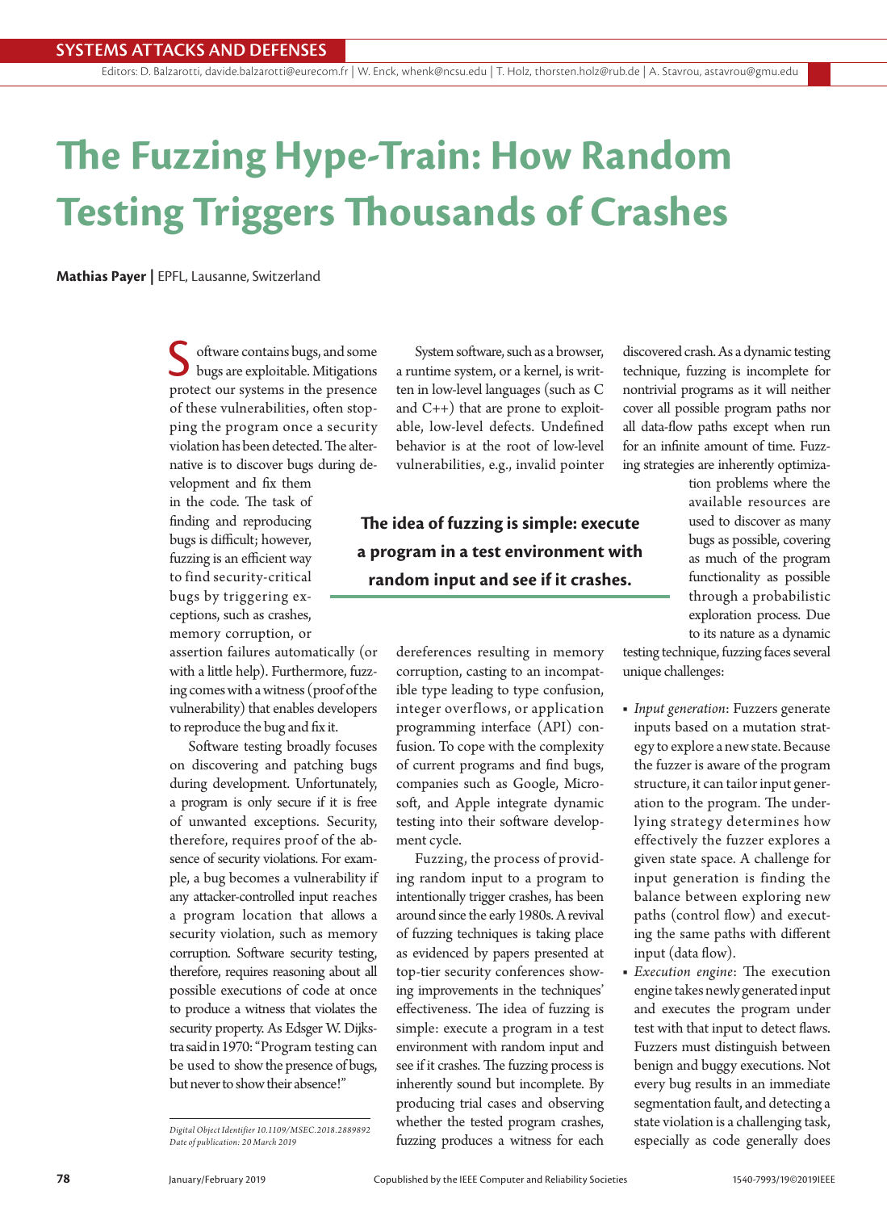# The Fuzzing Hype-Train: How Random Testing Triggers Thousands of Crashes

**Mathias Payer** | EPFL, Lausanne, Switzerland

Software contains bugs, and some bugs are exploitable. Mitigations protect our systems in the presence of these vulnerabilities, often stopping the program once a security violation has been detected. The alternative is to discover bugs during development and fix them in the code. The task of finding and reproducing bugs is difficult; however, fuzzing is an efficient way to find security-critical bugs by triggering exceptions, such as crashes, memory corruption, or assertion failures automatically (or with a little help). Furthermore, fuzzing comes with a witness (proof of the vulnerability) that enables developers to reproduce the bug and fix it.

Software testing broadly focuses on discovering and patching bugs during development. Unfortunately, a program is only secure if it is free of unwanted exceptions. Security, therefore, requires proof of the absence of security violations. For example, a bug becomes a vulnerability if any attacker-controlled input reaches a program location that allows a security violation, such as memory corruption. Software security testing, therefore, requires reasoning about all possible executions of code at once to produce a witness that violates the security property. As Edsger W. Dijkstra said in 1970: "Program testing can be used to show the presence of bugs, but never to show their absence!"

System software, such as a browser, a runtime system, or a kernel, is written in low-level languages (such as C and C++) that are prone to exploitable, low-level defects. Undefined behavior is at the root of low-level vulnerabilities, e.g., invalid pointer dereferences resulting in memory corruption, casting to an incompatible type leading to type confusion, integer overflows, or application programming interface (API) confusion. To cope with the complexity of current programs and find bugs, companies such as Google, Microsoft, and Apple integrate dynamic testing into their software development cycle.

> **The idea of fuzzing is simple: execute a program in a test environment with random input and see if it crashes.**

Fuzzing, the process of providing random input to a program to intentionally trigger crashes, has been around since the early 1980s. A revival of fuzzing techniques is taking place as evidenced by papers presented at top-tier security conferences showing improvements in the techniques' effectiveness. The idea of fuzzing is simple: execute a program in a test environment with random input and see if it crashes. The fuzzing process is inherently sound but incomplete. By producing trial cases and observing whether the tested program crashes, fuzzing produces a witness for each discovered crash. As a dynamic testing technique, fuzzing is incomplete for nontrivial programs as it will neither cover all possible program paths nor all data-flow paths except when run for an infinite amount of time. Fuzzing strategies are inherently optimization problems where the available resources are used to discover as many bugs as possible, covering as much of the program functionality as possible through a probabilistic exploration process. Due to its nature as a dynamic testing technique, fuzzing faces several unique challenges:

- *Input generation*: Fuzzers generate inputs based on a mutation strategy to explore a new state. Because the fuzzer is aware of the program structure, it can tailor input generation to the program. The underlying strategy determines how effectively the fuzzer explores a given state space. A challenge for input generation is finding the balance between exploring new paths (control flow) and executing the same paths with different input (data flow).
- *Execution engine*: The execution engine takes newly generated input and executes the program under test with that input to detect flaws. Fuzzers must distinguish between benign and buggy executions. Not every bug results in an immediate segmentation fault, and detecting a state violation is a challenging task, especially as code generally does

*Digital Object Identifier 10.1109/MSEC.2018.2889892*
*Date of publication: 20 March 2019*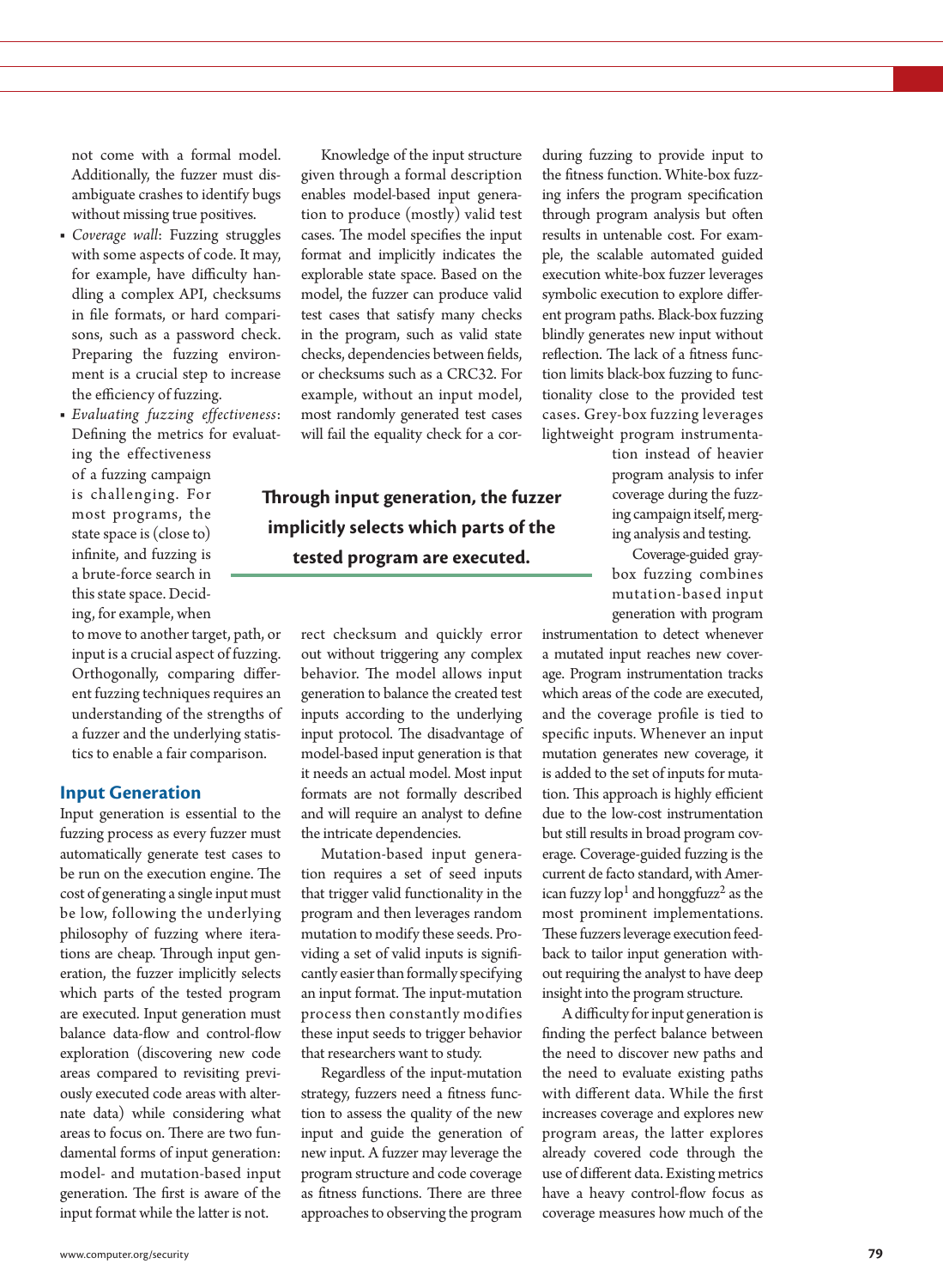not come with a formal model. Additionally, the fuzzer must disambiguate crashes to identify bugs without missing true positives.

- *Coverage wall*: Fuzzing struggles with some aspects of code. It may, for example, have difficulty handling a complex API, checksums in file formats, or hard comparisons, such as a password check. Preparing the fuzzing environment is a crucial step to increase the efficiency of fuzzing.
- *Evaluating fuzzing effectiveness*: Defining the metrics for evaluating the effectiveness of a fuzzing campaign is challenging. For most programs, the state space is (close to) infinite, and fuzzing is a brute-force search in this state space. Deciding, for example, when to move to another target, path, or input is a crucial aspect of fuzzing. Orthogonally, comparing different fuzzing techniques requires an understanding of the strengths of a fuzzer and the underlying statistics to enable a fair comparison.

## Input Generation

Input generation is essential to the fuzzing process as every fuzzer must automatically generate test cases to be run on the execution engine. The cost of generating a single input must be low, following the underlying philosophy of fuzzing where iterations are cheap. Through input generation, the fuzzer implicitly selects which parts of the tested program are executed. Input generation must balance data-flow and control-flow exploration (discovering new code areas compared to revisiting previously executed code areas with alternate data) while considering what areas to focus on. There are two fundamental forms of input generation: model- and mutation-based input generation. The first is aware of the input format while the latter is not.

Knowledge of the input structure given through a formal description enables model-based input generation to produce (mostly) valid test cases. The model specifies the input format and implicitly indicates the explorable state space. Based on the model, the fuzzer can produce valid test cases that satisfy many checks in the program, such as valid state checks, dependencies between fields, or checksums such as a CRC32. For example, without an input model, most randomly generated test cases will fail the equality check for a correct checksum and quickly error out without triggering any complex behavior. The model allows input generation to balance the created test inputs according to the underlying input protocol. The disadvantage of model-based input generation is that it needs an actual model. Most input formats are not formally described and will require an analyst to define the intricate dependencies.

**Through input generation, the fuzzer implicitly selects which parts of the tested program are executed.**

Mutation-based input generation requires a set of seed inputs that trigger valid functionality in the program and then leverages random mutation to modify these seeds. Providing a set of valid inputs is significantly easier than formally specifying an input format. The input-mutation process then constantly modifies these input seeds to trigger behavior that researchers want to study.

Regardless of the input-mutation strategy, fuzzers need a fitness function to assess the quality of the new input and guide the generation of new input. A fuzzer may leverage the program structure and code coverage as fitness functions. There are three approaches to observing the program during fuzzing to provide input to the fitness function. White-box fuzzing infers the program specification through program analysis but often results in untenable cost. For example, the scalable automated guided execution white-box fuzzer leverages symbolic execution to explore different program paths. Black-box fuzzing blindly generates new input without reflection. The lack of a fitness function limits black-box fuzzing to functionality close to the provided test cases. Grey-box fuzzing leverages lightweight program instrumentation instead of heavier program analysis to infer coverage during the fuzzing campaign itself, merging analysis and testing.

Coverage-guided gray-box fuzzing combines mutation-based input generation with program instrumentation to detect whenever a mutated input reaches new coverage. Program instrumentation tracks which areas of the code are executed, and the coverage profile is tied to specific inputs. Whenever an input mutation generates new coverage, it is added to the set of inputs for mutation. This approach is highly efficient due to the low-cost instrumentation but still results in broad program coverage. Coverage-guided fuzzing is the current de facto standard, with American fuzzy lop[1] and honggfuzz[2] as the most prominent implementations. These fuzzers leverage execution feedback to tailor input generation without requiring the analyst to have deep insight into the program structure.

A difficulty for input generation is finding the perfect balance between the need to discover new paths and the need to evaluate existing paths with different data. While the first increases coverage and explores new program areas, the latter explores already covered code through the use of different data. Existing metrics have a heavy control-flow focus as coverage measures how much of the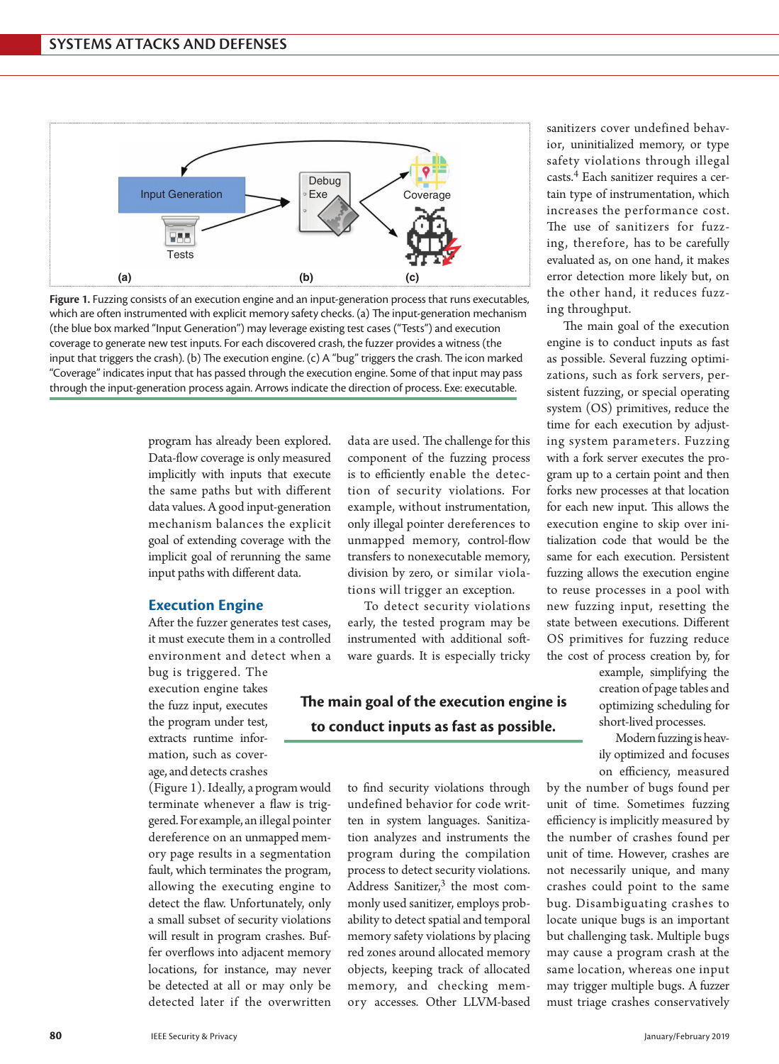Figure 1. Fuzzing consists of an execution engine and an input-generation process that runs executables, which are often instrumented with explicit memory safety checks. (a) The input-generation mechanism (the blue box marked "Input Generation") may leverage existing test cases ("Tests") and execution coverage to generate new test inputs. For each discovered crash, the fuzzer provides a witness (the input that triggers the crash). (b) The execution engine. (c) A "bug" triggers the crash. The icon marked "Coverage" indicates input that has passed through the execution engine. Some of that input may pass through the input-generation process again. Arrows indicate the direction of process. Exe: executable.

program has already been explored. Data-flow coverage is only measured implicitly with inputs that execute the same paths but with different data values. A good input-generation mechanism balances the explicit goal of extending coverage with the implicit goal of rerunning the same input paths with different data.

## Execution Engine

After the fuzzer generates test cases, it must execute them in a controlled environment and detect when a bug is triggered. The execution engine takes the fuzz input, executes the program under test, extracts runtime information, such as coverage, and detects crashes (Figure 1). Ideally, a program would terminate whenever a flaw is triggered. For example, an illegal pointer dereference on an unmapped memory page results in a segmentation fault, which terminates the program, allowing the executing engine to detect the flaw. Unfortunately, only a small subset of security violations will result in program crashes. Buffer overflows into adjacent memory locations, for instance, may never be detected at all or may only be detected later if the overwritten data are used. The challenge for this component of the fuzzing process is to efficiently enable the detection of security violations. For example, without instrumentation, only illegal pointer dereferences to unmapped memory, control-flow transfers to nonexecutable memory, division by zero, or similar violations will trigger an exception.

To detect security violations early, the tested program may be instrumented with additional software guards. It is especially tricky to find security violations through undefined behavior for code written in system languages. Sanitization analyzes and instruments the program during the compilation process to detect security violations. Address Sanitizer,[3] the most commonly used sanitizer, employs probability to detect spatial and temporal memory safety violations by placing red zones around allocated memory objects, keeping track of allocated memory, and checking memory accesses. Other LLVM-based sanitizers cover undefined behavior, uninitialized memory, or type safety violations through illegal casts.[4] Each sanitizer requires a certain type of instrumentation, which increases the performance cost. The use of sanitizers for fuzzing, therefore, has to be carefully evaluated as, on one hand, it makes error detection more likely but, on the other hand, it reduces fuzzing throughput.

> **The main goal of the execution engine is to conduct inputs as fast as possible.**

The main goal of the execution engine is to conduct inputs as fast as possible. Several fuzzing optimizations, such as fork servers, persistent fuzzing, or special operating system (OS) primitives, reduce the time for each execution by adjusting system parameters. Fuzzing with a fork server executes the program up to a certain point and then forks new processes at that location for each new input. This allows the execution engine to skip over initialization code that would be the same for each execution. Persistent fuzzing allows the execution engine to reuse processes in a pool with new fuzzing input, resetting the state between executions. Different OS primitives for fuzzing reduce the cost of process creation by, for example, simplifying the creation of page tables and optimizing scheduling for short-lived processes.

Modern fuzzing is heavily optimized and focuses on efficiency, measured by the number of bugs found per unit of time. Sometimes fuzzing efficiency is implicitly measured by the number of crashes found per unit of time. However, crashes are not necessarily unique, and many crashes could point to the same bug. Disambiguating crashes to locate unique bugs is an important but challenging task. Multiple bugs may cause a program crash at the same location, whereas one input may trigger multiple bugs. A fuzzer must triage crashes conservatively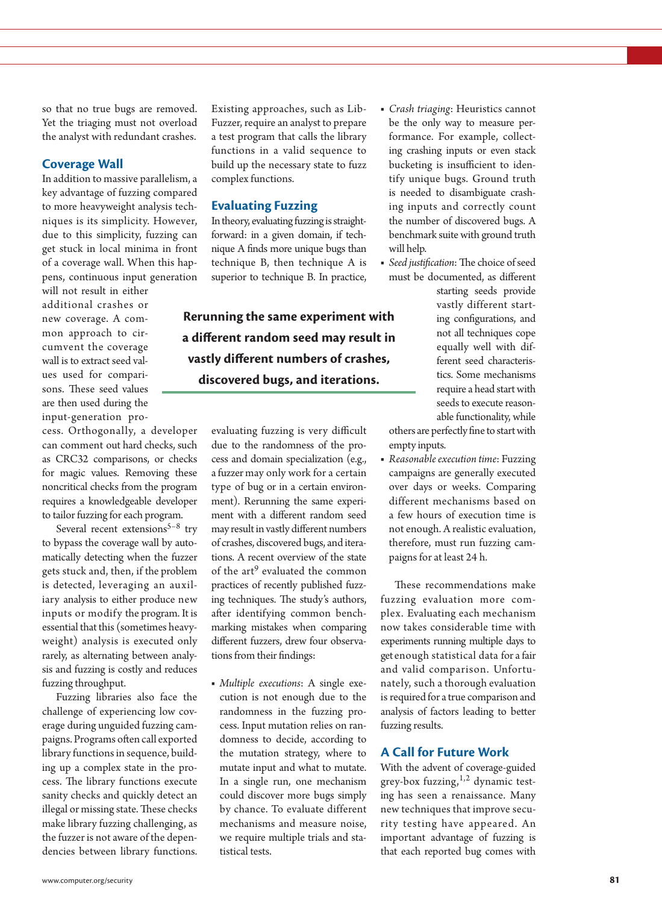so that no true bugs are removed. Yet the triaging must not overload the analyst with redundant crashes.

## Coverage Wall

In addition to massive parallelism, a key advantage of fuzzing compared to more heavyweight analysis techniques is its simplicity. However, due to this simplicity, fuzzing can get stuck in local minima in front of a coverage wall. When this happens, continuous input generation will not result in either additional crashes or new coverage. A common approach to circumvent the coverage wall is to extract seed values used for comparisons. These seed values are then used during the input-generation process. Orthogonally, a developer can comment out hard checks, such as CRC32 comparisons, or checks for magic values. Removing these noncritical checks from the program requires a knowledgeable developer to tailor fuzzing for each program.

Several recent extensions[5–8] try to bypass the coverage wall by automatically detecting when the fuzzer gets stuck and, then, if the problem is detected, leveraging an auxiliary analysis to either produce new inputs or modify the program. It is essential that this (sometimes heavyweight) analysis is executed only rarely, as alternating between analysis and fuzzing is costly and reduces fuzzing throughput.

Fuzzing libraries also face the challenge of experiencing low coverage during unguided fuzzing campaigns. Programs often call exported library functions in sequence, building up a complex state in the process. The library functions execute sanity checks and quickly detect an illegal or missing state. These checks make library fuzzing challenging, as the fuzzer is not aware of the dependencies between library functions. Existing approaches, such as LibFuzzer, require an analyst to prepare a test program that calls the library functions in a valid sequence to build up the necessary state to fuzz complex functions.

## Evaluating Fuzzing

In theory, evaluating fuzzing is straightforward: in a given domain, if technique A finds more unique bugs than technique B, then technique A is superior to technique B. In practice, evaluating fuzzing is very difficult due to the randomness of the process and domain specialization (e.g., a fuzzer may only work for a certain type of bug or in a certain environment). Rerunning the same experiment with a different random seed may result in vastly different numbers of crashes, discovered bugs, and iterations. A recent overview of the state of the art[9] evaluated the common practices of recently published fuzzing techniques. The study's authors, after identifying common benchmarking mistakes when comparing different fuzzers, drew four observations from their findings:

**Rerunning the same experiment with a different random seed may result in vastly different numbers of crashes, discovered bugs, and iterations.**

- *Multiple executions*: A single execution is not enough due to the randomness in the fuzzing process. Input mutation relies on randomness to decide, according to the mutation strategy, where to mutate input and what to mutate. In a single run, one mechanism could discover more bugs simply by chance. To evaluate different mechanisms and measure noise, we require multiple trials and statistical tests.
- *Crash triaging*: Heuristics cannot be the only way to measure performance. For example, collecting crashing inputs or even stack bucketing is insufficient to identify unique bugs. Ground truth is needed to disambiguate crashing inputs and correctly count the number of discovered bugs. A benchmark suite with ground truth will help.
- *Seed justification*: The choice of seed must be documented, as different starting seeds provide vastly different starting configurations, and not all techniques cope equally well with different seed characteristics. Some mechanisms require a head start with seeds to execute reasonable functionality, while others are perfectly fine to start with empty inputs.
- *Reasonable execution time*: Fuzzing campaigns are generally executed over days or weeks. Comparing different mechanisms based on a few hours of execution time is not enough. A realistic evaluation, therefore, must run fuzzing campaigns for at least 24 h.

These recommendations make fuzzing evaluation more complex. Evaluating each mechanism now takes considerable time with experiments running multiple days to get enough statistical data for a fair and valid comparison. Unfortunately, such a thorough evaluation is required for a true comparison and analysis of factors leading to better fuzzing results.

## A Call for Future Work

With the advent of coverage-guided grey-box fuzzing,[1,2] dynamic testing has seen a renaissance. Many new techniques that improve security testing have appeared. An important advantage of fuzzing is that each reported bug comes with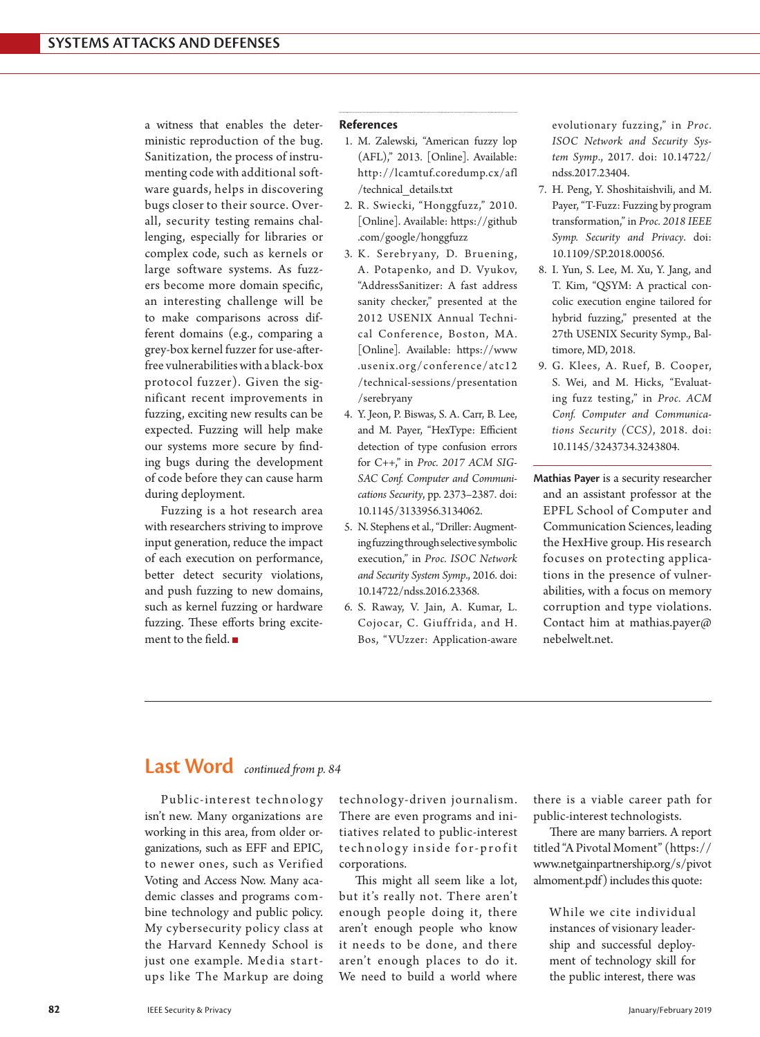a witness that enables the deterministic reproduction of the bug. Sanitization, the process of instrumenting code with additional software guards, helps in discovering bugs closer to their source. Overall, security testing remains challenging, especially for libraries or complex code, such as kernels or large software systems. As fuzzers become more domain specific, an interesting challenge will be to make comparisons across different domains (e.g., comparing a grey-box kernel fuzzer for use-after-free vulnerabilities with a black-box protocol fuzzer). Given the significant recent improvements in fuzzing, exciting new results can be expected. Fuzzing will help make our systems more secure by finding bugs during the development of code before they can cause harm during deployment.

Fuzzing is a hot research area with researchers striving to improve input generation, reduce the impact of each execution on performance, better detect security violations, and push fuzzing to new domains, such as kernel fuzzing or hardware fuzzing. These efforts bring excitement to the field. ■

## References

1. M. Zalewski, "American fuzzy lop (AFL)," 2013. [Online]. Available: http://lcamtuf.coredump.cx/afl/technical_details.txt
2. R. Swiecki, "Honggfuzz," 2010. [Online]. Available: https://github.com/google/honggfuzz
3. K. Serebryany, D. Bruening, A. Potapenko, and D. Vyukov, "AddressSanitizer: A fast address sanity checker," presented at the 2012 USENIX Annual Technical Conference, Boston, MA. [Online]. Available: https://www.usenix.org/conference/atc12/technical-sessions/presentation/serebryany
4. Y. Jeon, P. Biswas, S. A. Carr, B. Lee, and M. Payer, "HexType: Efficient detection of type confusion errors for C++," in *Proc. 2017 ACM SIGSAC Conf. Computer and Communications Security*, pp. 2373–2387. doi: 10.1145/3133956.3134062.
5. N. Stephens et al., "Driller: Augmenting fuzzing through selective symbolic execution," in *Proc. ISOC Network and Security System Symp.*, 2016. doi: 10.14722/ndss.2016.23368.
6. S. Raway, V. Jain, A. Kumar, L. Cojocar, C. Giuffrida, and H. Bos, "VUzzer: Application-aware evolutionary fuzzing," in *Proc. ISOC Network and Security System Symp.*, 2017. doi: 10.14722/ndss.2017.23404.
7. H. Peng, Y. Shoshitaishvili, and M. Payer, "T-Fuzz: Fuzzing by program transformation," in *Proc. 2018 IEEE Symp. Security and Privacy*. doi: 10.1109/SP.2018.00056.
8. I. Yun, S. Lee, M. Xu, Y. Jang, and T. Kim, "QSYM: A practical concolic execution engine tailored for hybrid fuzzing," presented at the 27th USENIX Security Symp., Baltimore, MD, 2018.
9. G. Klees, A. Ruef, B. Cooper, S. Wei, and M. Hicks, "Evaluating fuzz testing," in *Proc. ACM Conf. Computer and Communications Security (CCS)*, 2018. doi: 10.1145/3243734.3243804.

**Mathias Payer** is a security researcher and an assistant professor at the EPFL School of Computer and Communication Sciences, leading the HexHive group. His research focuses on protecting applications in the presence of vulnerabilities, with a focus on memory corruption and type violations. Contact him at mathias.payer@nebelwelt.net.

## Last Word *continued from p. 84*

Public-interest technology isn't new. Many organizations are working in this area, from older organizations, such as EFF and EPIC, to newer ones, such as Verified Voting and Access Now. Many academic classes and programs combine technology and public policy. My cybersecurity policy class at the Harvard Kennedy School is just one example. Media startups like The Markup are doing technology-driven journalism. There are even programs and initiatives related to public-interest technology inside for-profit corporations.

This might all seem like a lot, but it's really not. There aren't enough people doing it, there aren't enough people who know it needs to be done, and there aren't enough places to do it. We need to build a world where there is a viable career path for public-interest technologists.

There are many barriers. A report titled "A Pivotal Moment" (https://www.netgainpartnership.org/s/pivotalmoment.pdf) includes this quote:

> While we cite individual instances of visionary leadership and successful deployment of technology skill for the public interest, there was